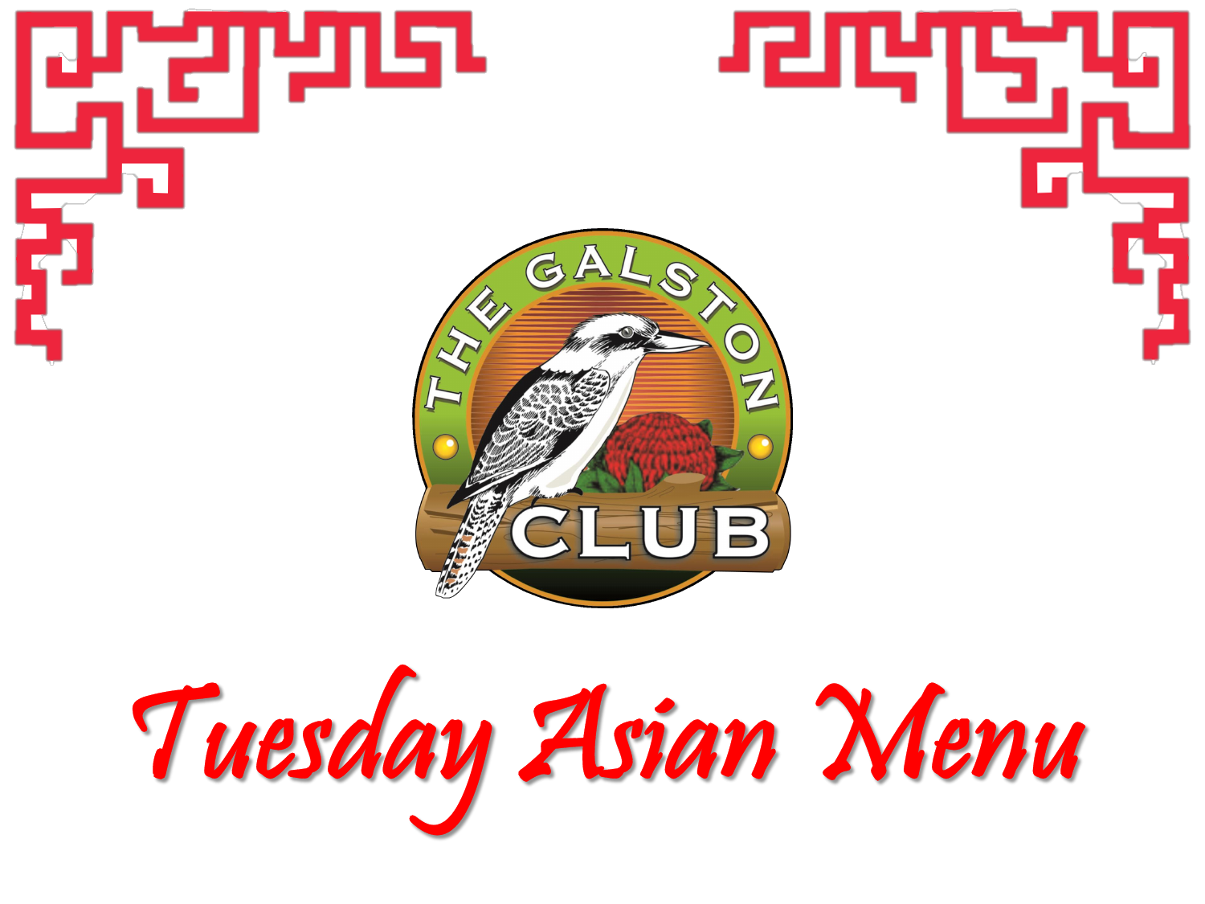# Tuesday Asian Menu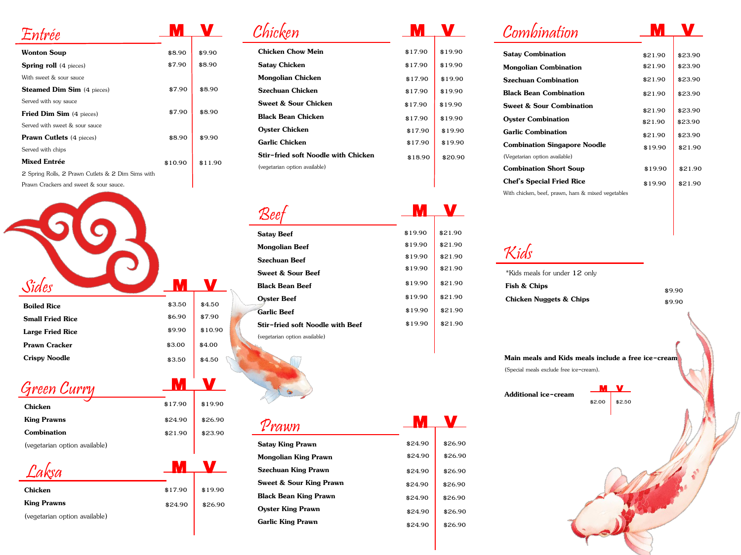## Entrée

| | M | V |
|---|---|---|
| **Wonton Soup** | $8.90 | $9.90 |
| **Spring roll** (4 pieces) With sweet & sour sauce | $7.90 | $8.90 |
| **Steamed Dim Sim** (4 pieces) Served with soy sauce | $7.90 | $8.90 |
| **Fried Dim Sim** (4 pieces) Served with sweet & sour sauce | $7.90 | $8.90 |
| **Prawn Cutlets** (4 pieces) Served with chips | $8.90 | $9.90 |
| **Mixed Entrée** 2 Spring Rolls, 2 Prawn Cutlets & 2 Dim Sims with Prawn Crackers and sweet & sour sauce. | $10.90 | $11.90 |

## Sides

| | M | V |
|---|---|---|
| **Boiled Rice** | $3.50 | $4.50 |
| **Small Fried Rice** | $6.90 | $7.90 |
| **Large Fried Rice** | $9.90 | $10.90 |
| **Prawn Cracker** | $3.00 | $4.00 |
| **Crispy Noodle** | $3.50 | $4.50 |

## Green Curry

| | M | V |
|---|---|---|
| **Chicken** | $17.90 | $19.90 |
| **King Prawns** | $24.90 | $26.90 |
| **Combination** | $21.90 | $23.90 |

(vegetarian option available)

## Laksa

| | M | V |
|---|---|---|
| **Chicken** | $17.90 | $19.90 |
| **King Prawns** | $24.90 | $26.90 |

(vegetarian option available)

## Chicken

| | M | V |
|---|---|---|
| **Chicken Chow Mein** | $17.90 | $19.90 |
| **Satay Chicken** | $17.90 | $19.90 |
| **Mongolian Chicken** | $17.90 | $19.90 |
| **Szechuan Chicken** | $17.90 | $19.90 |
| **Sweet & Sour Chicken** | $17.90 | $19.90 |
| **Black Bean Chicken** | $17.90 | $19.90 |
| **Oyster Chicken** | $17.90 | $19.90 |
| **Garlic Chicken** | $17.90 | $19.90 |
| **Stir-fried soft Noodle with Chicken** (vegetarian option available) | $18.90 | $20.90 |

## Beef

| | M | V |
|---|---|---|
| **Satay Beef** | $19.90 | $21.90 |
| **Mongolian Beef** | $19.90 | $21.90 |
| **Szechuan Beef** | $19.90 | $21.90 |
| **Sweet & Sour Beef** | $19.90 | $21.90 |
| **Black Bean Beef** | $19.90 | $21.90 |
| **Oyster Beef** | $19.90 | $21.90 |
| **Garlic Beef** | $19.90 | $21.90 |
| **Stir-fried soft Noodle with Beef** (vegetarian option available) | $19.90 | $21.90 |

## Prawn

| | M | V |
|---|---|---|
| **Satay King Prawn** | $24.90 | $26.90 |
| **Mongolian King Prawn** | $24.90 | $26.90 |
| **Szechuan King Prawn** | $24.90 | $26.90 |
| **Sweet & Sour King Prawn** | $24.90 | $26.90 |
| **Black Bean King Prawn** | $24.90 | $26.90 |
| **Oyster King Prawn** | $24.90 | $26.90 |
| **Garlic King Prawn** | $24.90 | $26.90 |

## Combination

| | M | V |
|---|---|---|
| **Satay Combination** | $21.90 | $23.90 |
| **Mongolian Combination** | $21.90 | $23.90 |
| **Szechuan Combination** | $21.90 | $23.90 |
| **Black Bean Combination** | $21.90 | $23.90 |
| **Sweet & Sour Combination** | $21.90 | $23.90 |
| **Oyster Combination** | $21.90 | $23.90 |
| **Garlic Combination** | $21.90 | $23.90 |
| **Combination Singapore Noodle** (Vegetarian option available) | $19.90 | $21.90 |
| **Combination Short Soup** | $19.90 | $21.90 |
| **Chef's Special Fried Rice** With chicken, beef, prawn, ham & mixed vegetables | $19.90 | $21.90 |

## Kids

*Kids meals for under 12 only

| | |
|---|---|
| **Fish & Chips** | $9.90 |
| **Chicken Nuggets & Chips** | $9.90 |

**Main meals and Kids meals include a free ice-cream**

(Special meals exclude free ice-cream).

| | M | V |
|---|---|---|
| **Additional ice-cream** | $2.00 | $2.50 |